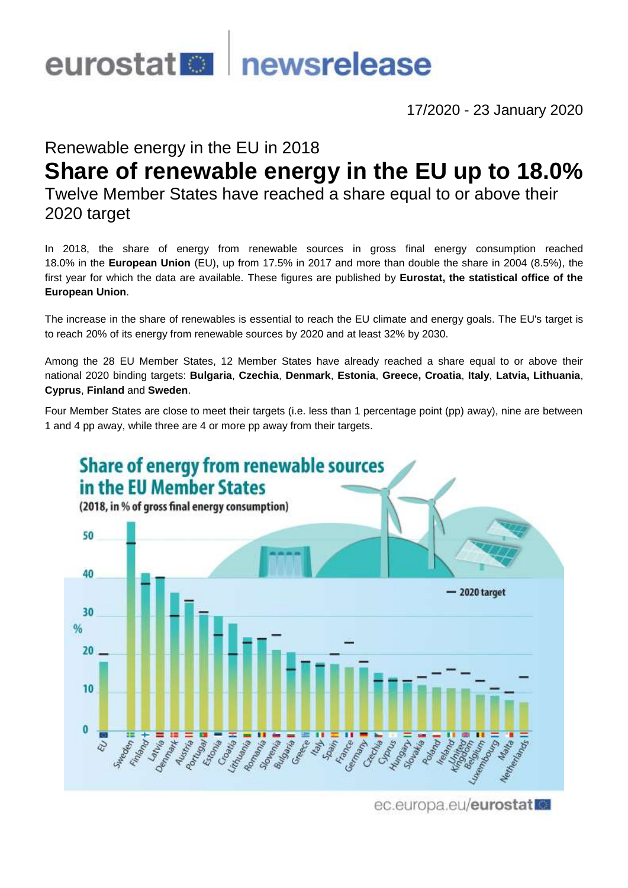# eurostat newsrelease

17/2020 - 23 January 2020

## Renewable energy in the EU in 2018

# Share of renewable energy in the EU up to 18.0%

## Twelve Member States have reached a share equal to or above their 2020 target

In 2018, the share of energy from renewable sources in gross final energy consumption reached 18.0% in the **European Union** (EU), up from 17.5% in 2017 and more than double the share in 2004 (8.5%), the first year for which the data are available. These figures are published by **Eurostat, the statistical office of the European Union**.

The increase in the share of renewables is essential to reach the EU climate and energy goals. The EU's target is to reach 20% of its energy from renewable sources by 2020 and at least 32% by 2030.

Among the 28 EU Member States, 12 Member States have already reached a share equal to or above their national 2020 binding targets: **Bulgaria**, **Czechia**, **Denmark**, **Estonia**, **Greece, Croatia**, **Italy**, **Latvia, Lithuania**, **Cyprus**, **Finland** and **Sweden**.

Four Member States are close to meet their targets (i.e. less than 1 percentage point (pp) away), nine are between 1 and 4 pp away, while three are 4 or more pp away from their targets.

**Share of energy from renewable sources in the EU Member States**

(2018, in % of gross final energy consumption)

— 2020 target

EU, Sweden, Finland, Latvia, Denmark, Austria, Portugal, Estonia, Croatia, Lithuania, Romania, Slovenia, Bulgaria, Greece, Italy, Spain, France, Germany, Czechia, Cyprus, Hungary, Slovakia, Poland, Ireland, United Kingdom, Belgium, Luxembourg, Malta, Netherlands

ec.europa.eu/eurostat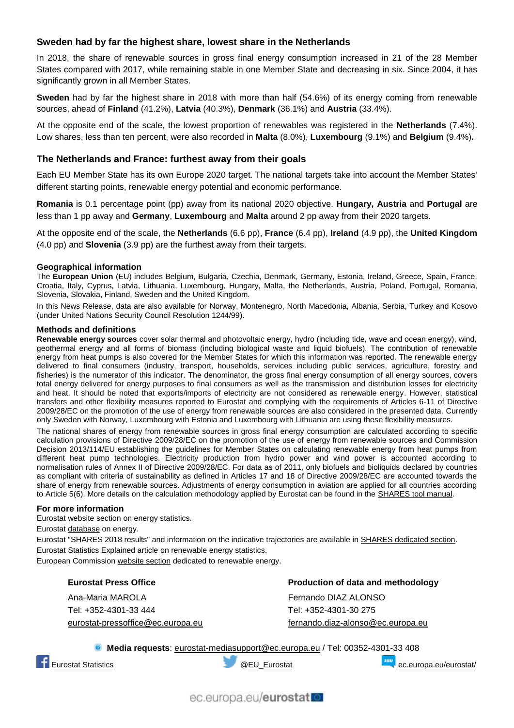## Sweden had by far the highest share, lowest share in the Netherlands

In 2018, the share of renewable sources in gross final energy consumption increased in 21 of the 28 Member States compared with 2017, while remaining stable in one Member State and decreasing in six. Since 2004, it has significantly grown in all Member States.

**Sweden** had by far the highest share in 2018 with more than half (54.6%) of its energy coming from renewable sources, ahead of **Finland** (41.2%), **Latvia** (40.3%), **Denmark** (36.1%) and **Austria** (33.4%).

At the opposite end of the scale, the lowest proportion of renewables was registered in the **Netherlands** (7.4%). Low shares, less than ten percent, were also recorded in **Malta** (8.0%), **Luxembourg** (9.1%) and **Belgium** (9.4%)**.**

## The Netherlands and France: furthest away from their goals

Each EU Member State has its own Europe 2020 target. The national targets take into account the Member States' different starting points, renewable energy potential and economic performance.

**Romania** is 0.1 percentage point (pp) away from its national 2020 objective. **Hungary, Austria** and **Portugal** are less than 1 pp away and **Germany**, **Luxembourg** and **Malta** around 2 pp away from their 2020 targets.

At the opposite end of the scale, the **Netherlands** (6.6 pp), **France** (6.4 pp), **Ireland** (4.9 pp), the **United Kingdom** (4.0 pp) and **Slovenia** (3.9 pp) are the furthest away from their targets.

### Geographical information

The **European Union** (EU) includes Belgium, Bulgaria, Czechia, Denmark, Germany, Estonia, Ireland, Greece, Spain, France, Croatia, Italy, Cyprus, Latvia, Lithuania, Luxembourg, Hungary, Malta, the Netherlands, Austria, Poland, Portugal, Romania, Slovenia, Slovakia, Finland, Sweden and the United Kingdom.

In this News Release, data are also available for Norway, Montenegro, North Macedonia, Albania, Serbia, Turkey and Kosovo (under United Nations Security Council Resolution 1244/99).

### Methods and definitions

**Renewable energy sources** cover solar thermal and photovoltaic energy, hydro (including tide, wave and ocean energy), wind, geothermal energy and all forms of biomass (including biological waste and liquid biofuels). The contribution of renewable energy from heat pumps is also covered for the Member States for which this information was reported. The renewable energy delivered to final consumers (industry, transport, households, services including public services, agriculture, forestry and fisheries) is the numerator of this indicator. The denominator, the gross final energy consumption of all energy sources, covers total energy delivered for energy purposes to final consumers as well as the transmission and distribution losses for electricity and heat. It should be noted that exports/imports of electricity are not considered as renewable energy. However, statistical transfers and other flexibility measures reported to Eurostat and complying with the requirements of Articles 6-11 of Directive 2009/28/EC on the promotion of the use of energy from renewable sources are also considered in the presented data. Currently only Sweden with Norway, Luxembourg with Estonia and Luxembourg with Lithuania are using these flexibility measures.

The national shares of energy from renewable sources in gross final energy consumption are calculated according to specific calculation provisions of Directive 2009/28/EC on the promotion of the use of energy from renewable sources and Commission Decision 2013/114/EU establishing the guidelines for Member States on calculating renewable energy from heat pumps from different heat pump technologies. Electricity production from hydro power and wind power is accounted according to normalisation rules of Annex II of Directive 2009/28/EC. For data as of 2011, only biofuels and bioliquids declared by countries as compliant with criteria of sustainability as defined in Articles 17 and 18 of Directive 2009/28/EC are accounted towards the share of energy from renewable sources. Adjustments of energy consumption in aviation are applied for all countries according to Article 5(6). More details on the calculation methodology applied by Eurostat can be found in the SHARES tool manual.

### For more information

Eurostat website section on energy statistics.

Eurostat database on energy.

Eurostat "SHARES 2018 results" and information on the indicative trajectories are available in SHARES dedicated section.

Eurostat Statistics Explained article on renewable energy statistics.

European Commission website section dedicated to renewable energy.

**Eurostat Press Office**

Ana-Maria MAROLA

Tel: +352-4301-33 444

eurostat-pressoffice@ec.europa.eu

**Production of data and methodology**

Fernando DIAZ ALONSO

Tel: +352-4301-30 275

fernando.diaz-alonso@ec.europa.eu

**Media requests**: eurostat-mediasupport@ec.europa.eu / Tel: 00352-4301-33 408

Eurostat Statistics | @EU_Eurostat | ec.europa.eu/eurostat/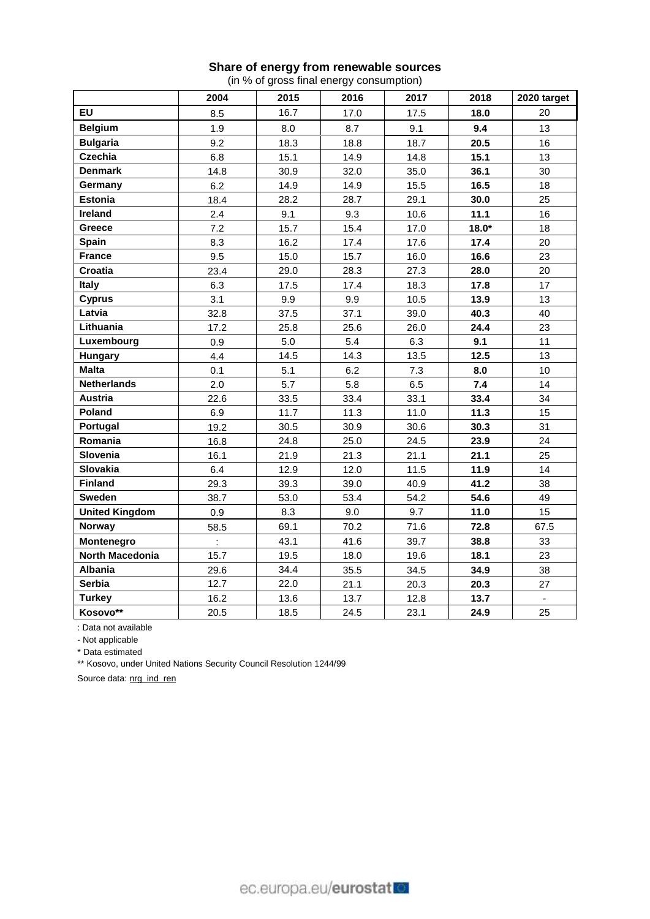**Share of energy from renewable sources**

(in % of gross final energy consumption)

| | 2004 | 2015 | 2016 | 2017 | 2018 | 2020 target |
|---|---|---|---|---|---|---|
| **EU** | 8.5 | 16.7 | 17.0 | 17.5 | **18.0** | 20 |
| **Belgium** | 1.9 | 8.0 | 8.7 | 9.1 | **9.4** | 13 |
| **Bulgaria** | 9.2 | 18.3 | 18.8 | 18.7 | **20.5** | 16 |
| **Czechia** | 6.8 | 15.1 | 14.9 | 14.8 | **15.1** | 13 |
| **Denmark** | 14.8 | 30.9 | 32.0 | 35.0 | **36.1** | 30 |
| **Germany** | 6.2 | 14.9 | 14.9 | 15.5 | **16.5** | 18 |
| **Estonia** | 18.4 | 28.2 | 28.7 | 29.1 | **30.0** | 25 |
| **Ireland** | 2.4 | 9.1 | 9.3 | 10.6 | **11.1** | 16 |
| **Greece** | 7.2 | 15.7 | 15.4 | 17.0 | **18.0*** | 18 |
| **Spain** | 8.3 | 16.2 | 17.4 | 17.6 | **17.4** | 20 |
| **France** | 9.5 | 15.0 | 15.7 | 16.0 | **16.6** | 23 |
| **Croatia** | 23.4 | 29.0 | 28.3 | 27.3 | **28.0** | 20 |
| **Italy** | 6.3 | 17.5 | 17.4 | 18.3 | **17.8** | 17 |
| **Cyprus** | 3.1 | 9.9 | 9.9 | 10.5 | **13.9** | 13 |
| **Latvia** | 32.8 | 37.5 | 37.1 | 39.0 | **40.3** | 40 |
| **Lithuania** | 17.2 | 25.8 | 25.6 | 26.0 | **24.4** | 23 |
| **Luxembourg** | 0.9 | 5.0 | 5.4 | 6.3 | **9.1** | 11 |
| **Hungary** | 4.4 | 14.5 | 14.3 | 13.5 | **12.5** | 13 |
| **Malta** | 0.1 | 5.1 | 6.2 | 7.3 | **8.0** | 10 |
| **Netherlands** | 2.0 | 5.7 | 5.8 | 6.5 | **7.4** | 14 |
| **Austria** | 22.6 | 33.5 | 33.4 | 33.1 | **33.4** | 34 |
| **Poland** | 6.9 | 11.7 | 11.3 | 11.0 | **11.3** | 15 |
| **Portugal** | 19.2 | 30.5 | 30.9 | 30.6 | **30.3** | 31 |
| **Romania** | 16.8 | 24.8 | 25.0 | 24.5 | **23.9** | 24 |
| **Slovenia** | 16.1 | 21.9 | 21.3 | 21.1 | **21.1** | 25 |
| **Slovakia** | 6.4 | 12.9 | 12.0 | 11.5 | **11.9** | 14 |
| **Finland** | 29.3 | 39.3 | 39.0 | 40.9 | **41.2** | 38 |
| **Sweden** | 38.7 | 53.0 | 53.4 | 54.2 | **54.6** | 49 |
| **United Kingdom** | 0.9 | 8.3 | 9.0 | 9.7 | **11.0** | 15 |
| **Norway** | 58.5 | 69.1 | 70.2 | 71.6 | **72.8** | 67.5 |
| **Montenegro** | : | 43.1 | 41.6 | 39.7 | **38.8** | 33 |
| **North Macedonia** | 15.7 | 19.5 | 18.0 | 19.6 | **18.1** | 23 |
| **Albania** | 29.6 | 34.4 | 35.5 | 34.5 | **34.9** | 38 |
| **Serbia** | 12.7 | 22.0 | 21.1 | 20.3 | **20.3** | 27 |
| **Turkey** | 16.2 | 13.6 | 13.7 | 12.8 | **13.7** | - |
| **Kosovo**** | 20.5 | 18.5 | 24.5 | 23.1 | **24.9** | 25 |

: Data not available

- Not applicable

* Data estimated

** Kosovo, under United Nations Security Council Resolution 1244/99

Source data: nrg_ind_ren